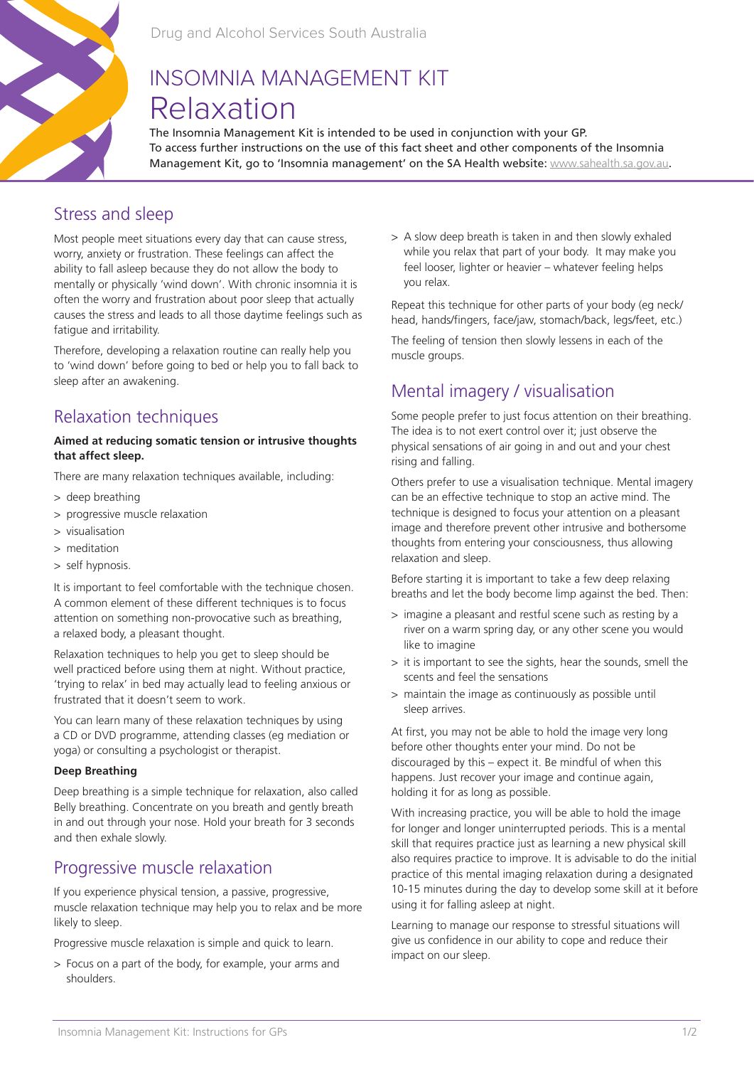Drug and Alcohol Services South Australia

# INSOMNIA MANAGEMENT KIT
# Relaxation

The Insomnia Management Kit is intended to be used in conjunction with your GP.
To access further instructions on the use of this fact sheet and other components of the Insomnia Management Kit, go to 'Insomnia management' on the SA Health website: www.sahealth.sa.gov.au.

## Stress and sleep

Most people meet situations every day that can cause stress, worry, anxiety or frustration. These feelings can affect the ability to fall asleep because they do not allow the body to mentally or physically 'wind down'. With chronic insomnia it is often the worry and frustration about poor sleep that actually causes the stress and leads to all those daytime feelings such as fatigue and irritability.

Therefore, developing a relaxation routine can really help you to 'wind down' before going to bed or help you to fall back to sleep after an awakening.

## Relaxation techniques

**Aimed at reducing somatic tension or intrusive thoughts that affect sleep.**

There are many relaxation techniques available, including:

> deep breathing
> progressive muscle relaxation
> visualisation
> meditation
> self hypnosis.

It is important to feel comfortable with the technique chosen. A common element of these different techniques is to focus attention on something non-provocative such as breathing, a relaxed body, a pleasant thought.

Relaxation techniques to help you get to sleep should be well practiced before using them at night. Without practice, 'trying to relax' in bed may actually lead to feeling anxious or frustrated that it doesn't seem to work.

You can learn many of these relaxation techniques by using a CD or DVD programme, attending classes (eg mediation or yoga) or consulting a psychologist or therapist.

**Deep Breathing**

Deep breathing is a simple technique for relaxation, also called Belly breathing. Concentrate on you breath and gently breath in and out through your nose. Hold your breath for 3 seconds and then exhale slowly.

## Progressive muscle relaxation

If you experience physical tension, a passive, progressive, muscle relaxation technique may help you to relax and be more likely to sleep.

Progressive muscle relaxation is simple and quick to learn.

> Focus on a part of the body, for example, your arms and shoulders.
> A slow deep breath is taken in and then slowly exhaled while you relax that part of your body. It may make you feel looser, lighter or heavier – whatever feeling helps you relax.

Repeat this technique for other parts of your body (eg neck/head, hands/fingers, face/jaw, stomach/back, legs/feet, etc.)

The feeling of tension then slowly lessens in each of the muscle groups.

## Mental imagery / visualisation

Some people prefer to just focus attention on their breathing. The idea is to not exert control over it; just observe the physical sensations of air going in and out and your chest rising and falling.

Others prefer to use a visualisation technique. Mental imagery can be an effective technique to stop an active mind. The technique is designed to focus your attention on a pleasant image and therefore prevent other intrusive and bothersome thoughts from entering your consciousness, thus allowing relaxation and sleep.

Before starting it is important to take a few deep relaxing breaths and let the body become limp against the bed. Then:

> imagine a pleasant and restful scene such as resting by a river on a warm spring day, or any other scene you would like to imagine
> it is important to see the sights, hear the sounds, smell the scents and feel the sensations
> maintain the image as continuously as possible until sleep arrives.

At first, you may not be able to hold the image very long before other thoughts enter your mind. Do not be discouraged by this – expect it. Be mindful of when this happens. Just recover your image and continue again, holding it for as long as possible.

With increasing practice, you will be able to hold the image for longer and longer uninterrupted periods. This is a mental skill that requires practice just as learning a new physical skill also requires practice to improve. It is advisable to do the initial practice of this mental imaging relaxation during a designated 10-15 minutes during the day to develop some skill at it before using it for falling asleep at night.

Learning to manage our response to stressful situations will give us confidence in our ability to cope and reduce their impact on our sleep.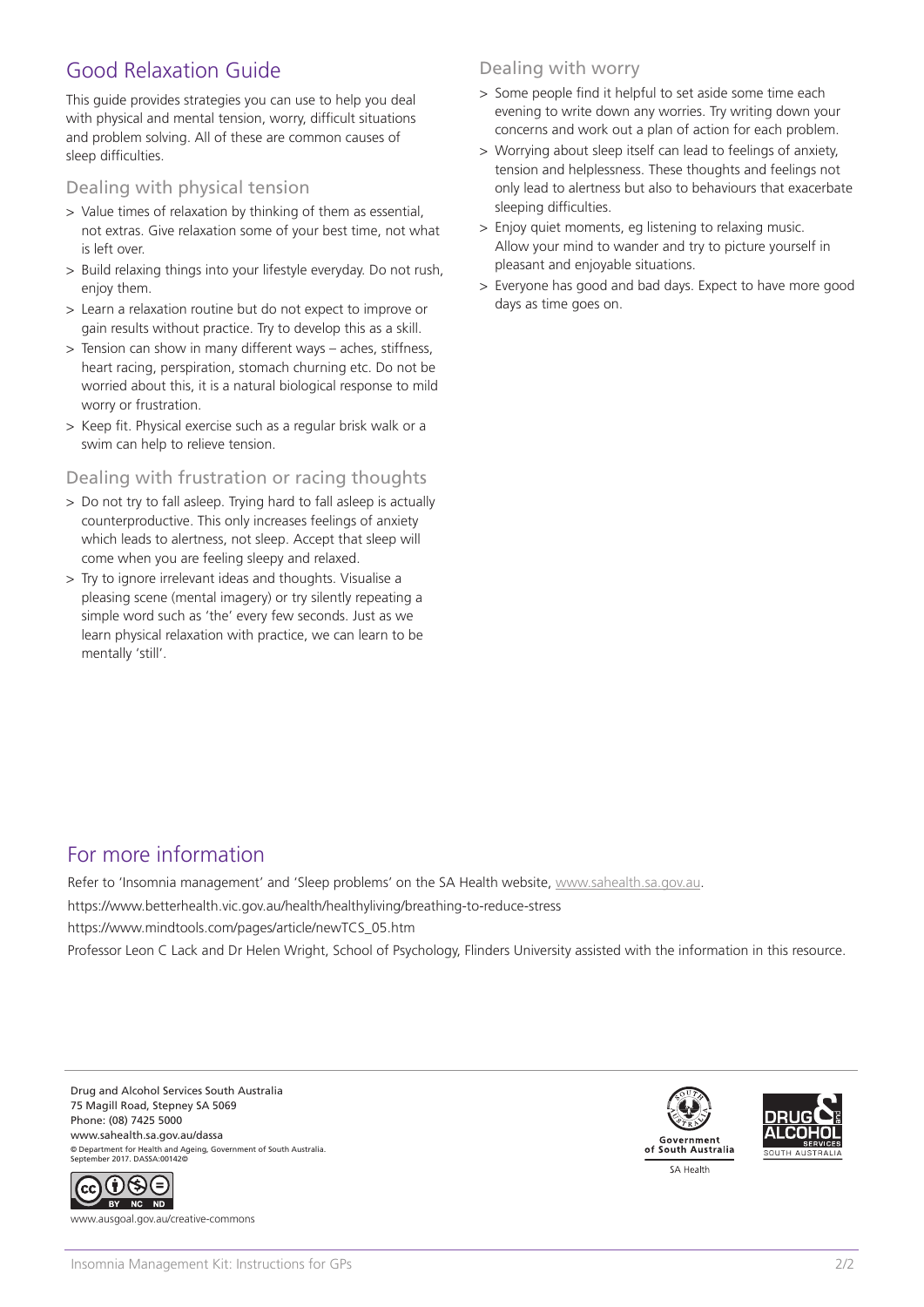## Good Relaxation Guide

This guide provides strategies you can use to help you deal with physical and mental tension, worry, difficult situations and problem solving. All of these are common causes of sleep difficulties.

### Dealing with physical tension

> Value times of relaxation by thinking of them as essential, not extras. Give relaxation some of your best time, not what is left over.
> Build relaxing things into your lifestyle everyday. Do not rush, enjoy them.
> Learn a relaxation routine but do not expect to improve or gain results without practice. Try to develop this as a skill.
> Tension can show in many different ways – aches, stiffness, heart racing, perspiration, stomach churning etc. Do not be worried about this, it is a natural biological response to mild worry or frustration.
> Keep fit. Physical exercise such as a regular brisk walk or a swim can help to relieve tension.

### Dealing with frustration or racing thoughts

> Do not try to fall asleep. Trying hard to fall asleep is actually counterproductive. This only increases feelings of anxiety which leads to alertness, not sleep. Accept that sleep will come when you are feeling sleepy and relaxed.
> Try to ignore irrelevant ideas and thoughts. Visualise a pleasing scene (mental imagery) or try silently repeating a simple word such as 'the' every few seconds. Just as we learn physical relaxation with practice, we can learn to be mentally 'still'.

### Dealing with worry

> Some people find it helpful to set aside some time each evening to write down any worries. Try writing down your concerns and work out a plan of action for each problem.
> Worrying about sleep itself can lead to feelings of anxiety, tension and helplessness. These thoughts and feelings not only lead to alertness but also to behaviours that exacerbate sleeping difficulties.
> Enjoy quiet moments, eg listening to relaxing music. Allow your mind to wander and try to picture yourself in pleasant and enjoyable situations.
> Everyone has good and bad days. Expect to have more good days as time goes on.

## For more information

Refer to 'Insomnia management' and 'Sleep problems' on the SA Health website, www.sahealth.sa.gov.au.

https://www.betterhealth.vic.gov.au/health/healthyliving/breathing-to-reduce-stress

https://www.mindtools.com/pages/article/newTCS_05.htm

Professor Leon C Lack and Dr Helen Wright, School of Psychology, Flinders University assisted with the information in this resource.

Drug and Alcohol Services South Australia
75 Magill Road, Stepney SA 5069
Phone: (08) 7425 5000
www.sahealth.sa.gov.au/dassa
© Department for Health and Ageing, Government of South Australia.
September 2017. DASSA:00142©

www.ausgoal.gov.au/creative-commons

Government of South Australia
SA Health